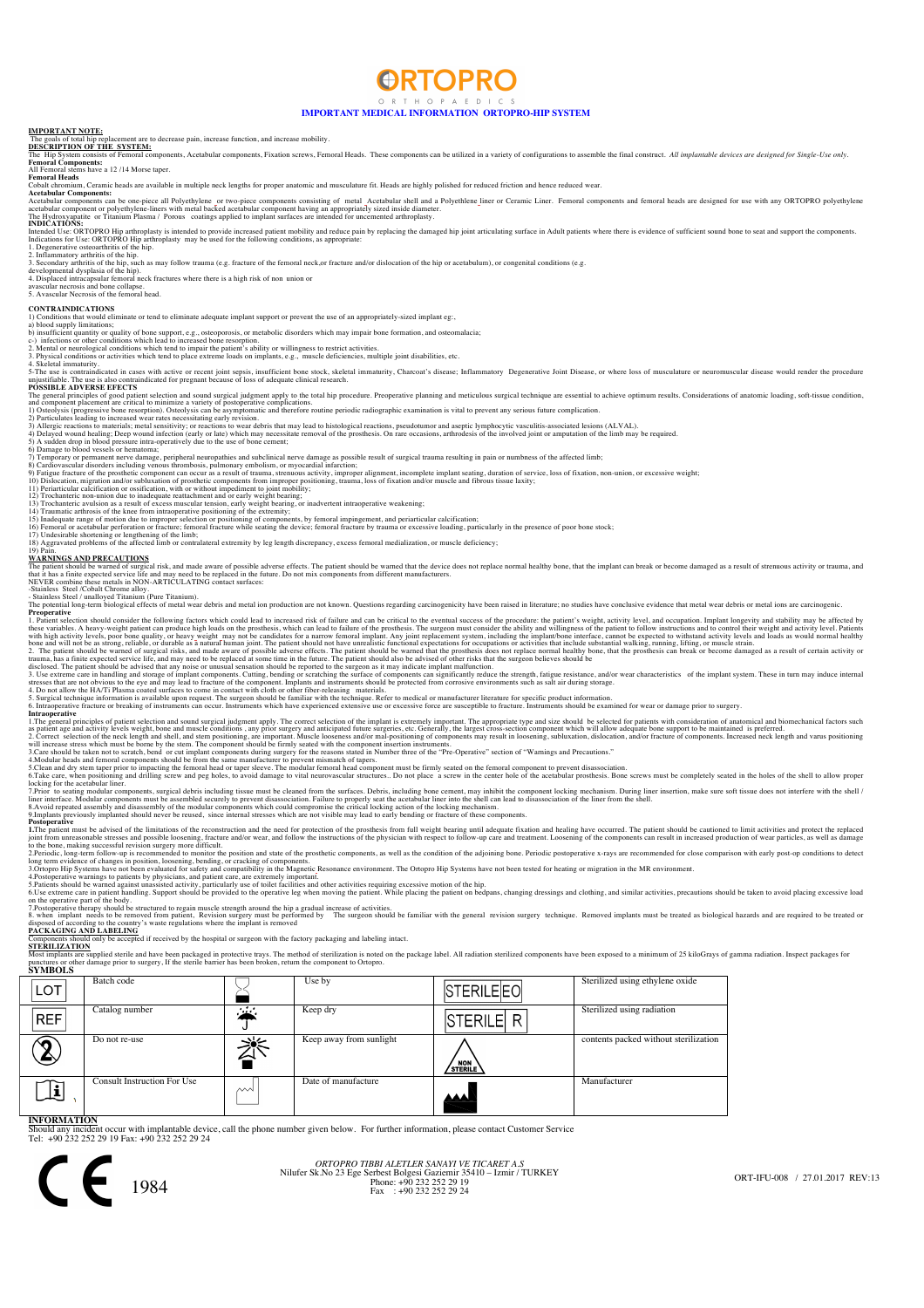# ORTOPRO

ORTHOPAEDICS

## IMPORTANT MEDICAL INFORMATION ORTOPRO-HIP SYSTEM

**IMPORTANT NOTE:**
The goals of total hip replacement are to decrease pain, increase function, and increase mobility.

**DESCRIPTION OF THE SYSTEM:**
The Hip System consists of Femoral components, Acetabular components, Fixation screws, Femoral Heads. These components can be utilized in a variety of configurations to assemble the final construct. *All implantable devices are designed for Single-Use only.*

**Femoral Components:**
All Femoral stems have a 12 /14 Morse taper.

**Femoral Heads**
Cobalt chromium, Ceramic heads are available in multiple neck lengths for proper anatomic and musculature fit. Heads are highly polished for reduced friction and hence reduced wear.

**Acetabular Components:**
Acetabular components can be one-piece all Polyethylene or two-piece components consisting of metal Acetabular shell and a Polyethlene liner or Ceramic Liner. Femoral components and femoral heads are designed for use with any ORTOPRO polyethylene acetabular component or polyethylene-liners with metal backed acetabular component having an appropriately sized inside diameter.
The Hydroxyapatite or Titanium Plasma / Porous coatings applied to implant surfaces are intended for uncemented arthroplasty.

**INDICATIONS:**
Intended Use: ORTOPRO Hip arthroplasty is intended to provide increased patient mobility and reduce pain by replacing the damaged hip joint articulating surface in Adult patients where there is evidence of sufficient sound bone to seat and support the components.
Indications for Use: ORTOPRO Hip arthroplasty may be used for the following conditions, as appropriate:
1. Degenerative osteoarthritis of the hip.
2. Inflammatory arthritis of the hip.
3. Secondary arthritis of the hip, such as may follow trauma (e.g. fracture of the femoral neck,or fracture and/or dislocation of the hip or acetabulum), or congenital conditions (e.g. developmental dysplasia of the hip).
4. Displaced intracapsular femoral neck fractures where there is a high risk of non union or avascular necrosis and bone collapse.
5. Avascular Necrosis of the femoral head.

**CONTRAINDICATIONS**
1) Conditions that would eliminate or tend to eliminate adequate implant support or prevent the use of an appropriately-sized implant eg:,
a) blood supply limitations;
b) insufficient quantity or quality of bone support, e.g., osteoporosis, or metabolic disorders which may impair bone formation, and osteomalacia;
c-) infections or other conditions which lead to increased bone resorption.
2. Mental or neurological conditions which tend to impair the patient's ability or willingness to restrict activities.
3. Physical conditions or activities which tend to place extreme loads on implants, e.g., muscle deficiencies, multiple joint disabilities, etc.
4. Skeletal immaturity.
5-The use is contraindicated in cases with active or recent joint sepsis, insufficient bone stock, skeletal immaturity, Charcoat's disease; Inflammatory Degenerative Joint Disease, or where loss of musculature or neuromuscular disease would render the procedure unjustifiable. The use is also contraindicated for pregnant because of loss of adequate clinical research.

**POSSIBLE ADVERSE EFFECTS**
The general principles of good patient selection and sound surgical judgment apply to the total hip procedure. Preoperative planning and meticulous surgical technique are essential to achieve optimum results. Considerations of anatomic loading, soft-tissue condition, and component placement are critical to minimize a variety of postoperative complications.
1) Osteolysis (progressive bone resorption). Osteolysis can be asymptomatic and therefore routine periodic radiographic examination is vital to prevent any serious future complication.
2) Particulates leading to increased wear rates necessitating early revision.
3) Allergic reactions to materials; metal sensitivity; or reactions to wear debris that may lead to histological reactions, pseudotumor and aseptic lymphocytic vasculitis-associated lesions (ALVAL).
4) Delayed wound healing; Deep wound infection (early or late) which may necessitate removal of the prosthesis. On rare occasions, arthrodesis of the involved joint or amputation of the limb may be required.
5) A sudden drop in blood pressure intra-operatively due to the use of bone cement;
6) Damage to blood vessels or hematoma;
7) Temporary or permanent nerve damage, peripheral neuropathies and subclinical nerve damage as possible result of surgical trauma resulting in pain or numbness of the affected limb;
8) Cardiovascular disorders including venous thrombosis, pulmonary embolism, or myocardial infarction;
9) Fatigue fracture of the prosthetic component can occur as a result of trauma, strenuous activity, improper alignment, incomplete implant seating, duration of service, loss of fixation, non-union, or excessive weight;
10) Dislocation, migration and/or subluxation of prosthetic components from improper positioning, trauma, loss of fixation and/or muscle and fibrous tissue laxity;
11) Periarticular calcification or ossification, with or without impediment to joint mobility;
12) Trochanteric non-union due to inadequate reattachment and or early weight bearing;
13) Trochanteric avulsion as a result of excess muscular tension, early weight bearing, or inadvertent intraoperative weakening;
14) Traumatic arthrosis of the knee from intraoperative positioning of the extremity;
15) Inadequate range of motion due to improper selection or positioning of components, by femoral impingement, and periarticular calcification;
16) Femoral or acetabular perforation or fracture; femoral fracture while seating the device; femoral fracture by trauma or excessive loading, particularly in the presence of poor bone stock;
17) Undesirable shortening or lengthening of the limb;
18) Aggravated problems of the affected limb or contralateral extremity by leg length discrepancy, excess femoral medialization, or muscle deficiency;
19) Pain.

**WARNINGS AND PRECAUTIONS**
The patient should be warned of surgical risk, and made aware of possible adverse effects. The patient should be warned that the device does not replace normal healthy bone, that the implant can break or become damaged as a result of strenuous activity or trauma, and that it has a finite expected service life and may need to be replaced in the future. Do not mix components from different manufacturers.
NEVER combine these metals in NON-ARTICULATING contact surfaces:
-Stainless Steel /Cobalt Chrome alloy.
- Stainless Steel / unalloyed Titanium (Pure Titanium).
The potential long-term biological effects of metal wear debris and metal ion production are not known. Questions regarding carcinogenicity have been raised in literature; no studies have conclusive evidence that metal wear debris or metal ions are carcinogenic.

**Preoperative**
1. Patient selection should consider the following factors which could lead to increased risk of failure and can be critical to the eventual success of the procedure: the patient's weight, activity level, and occupation. Implant longevity and stability may be affected by these variables. A heavy-weight patient can produce high loads on the prosthesis, which can lead to failure of the prosthesis. The surgeon must consider the ability and willingness of the patient to follow instructions and to control their weight and activity level. Patients with high activity levels, poor bone quality, or heavy weight may not be candidates for a narrow femoral implant. Any joint replacement system, including the implant/bone interface, cannot be expected to withstand activity levels and loads as would normal healthy bone and will not be as strong, reliable, or durable as a natural human joint. The patient should not have unrealistic functional expectations for occupations or activities that include substantial walking, running, lifting, or muscle strain.
2. The patient should be warned of surgical risks, and made aware of possible adverse effects. The patient should be warned that the prosthesis does not replace normal healthy bone, that the prosthesis can break or become damaged as a result of certain activity or trauma, has a finite expected service life, and may need to be replaced at some time in the future. The patient should also be advised of other risks that the surgeon believes should be disclosed. The patient should be advised that any noise or unusual sensation should be reported to the surgeon as it may indicate implant malfunction.
3. Use extreme care in handling and storage of implant components. Cutting, bending or scratching the surface of components can significantly reduce the strength, fatigue resistance, and/or wear characteristics of the implant system. These in turn may induce internal stresses that are not obvious to the eye and may lead to fracture of the component. Implants and instruments should be protected from corrosive environments such as salt air during storage.
4. Do not allow the HA/Ti Plasma coated surfaces to come in contact with cloth or other fiber-releasing materials.
5. Surgical technique information is available upon request. The surgeon should be familiar with the technique. Refer to medical or manufacturer literature for specific product information.
6. Intraoperative fracture or breaking of instruments can occur. Instruments which have experienced extensive use or excessive force are susceptible to fracture. Instruments should be examined for wear or damage prior to surgery.

**Intraoperative**
1.The general principles of patient selection and sound surgical judgment apply. The correct selection of the implant is extremely important. The appropriate type and size should be selected for patients with consideration of anatomical and biomechanical factors such as patient age and activity levels weight, bone and muscle conditions , any prior surgery and anticipated future surgeries, etc. Generally, the largest cross-section component which will allow adequate bone support to be maintained is preferred.
2. Correct selection of the neck length and shell, and stem positioning, are important. Muscle looseness and/or mal-positioning of components may result in loosening, subluxation, dislocation, and/or fracture of components. Increased neck length and varus positioning will increase stress which must be borne by the stem. The component should be firmly seated with the component insertion instruments.
3.Care should be taken not to scratch, bend or cut implant components during surgery for the reasons stated in Number three of the "Pre-Operative" section of "Warnings and Precautions."
4.Modular heads and femoral components should be from the same manufacturer to prevent mismatch of tapers.
5.Clean and dry stem taper prior to impacting the femoral head or taper sleeve. The modular femoral head component must be firmly seated on the femoral component to prevent disassociation.
6.Take care, when positioning and drilling screw and peg holes, to avoid damage to vital neurovascular structures.. Do not place a screw in the center hole of the acetabular prosthesis. Bone screws must be completely seated in the holes of the shell to allow proper locking for the acetabular liner.
7.Prior to seating modular components, surgical debris including tissue must be cleaned from the surfaces. Debris, including bone cement, may inhibit the component locking mechanism. During liner insertion, make sure soft tissue does not interfere with the shell / liner interface. Modular components must be assembled securely to prevent disassociation. Failure to properly seat the acetabular liner into the shell can lead to disassociation of the liner from the shell.
8.Avoid repeated assembly and disassembly of the modular components which could compromise the critical locking action of the locking mechanism.
9.Implants previously implanted should never be reused, since internal stresses which are not visible may lead to early bending or fracture of these components.

**Postoperative**
1.The patient must be advised of the limitations of the reconstruction and the need for protection of the prosthesis from full weight bearing until adequate fixation and healing have occurred. The patient should be cautioned to limit activities and protect the replaced joint from unreasonable stresses and possible loosening, fracture and/or wear, and follow the instructions of the physician with respect to follow-up care and treatment. Loosening of the components can result in increased production of wear particles, as well as damage to the bone, making successful revision surgery more difficult.
2.Periodic, long-term follow-up is recommended to monitor the position and state of the prosthetic components, as well as the condition of the adjoining bone. Periodic postoperative x-rays are recommended for close comparison with early post-op conditions to detect long term evidence of changes in position, loosening, bending, or cracking of components.
3.Ortopro Hip Systems have not been evaluated for safety and compatibility in the Magnetic Resonance environment. The Ortopro Hip Systems have not been tested for heating or migration in the MR environment.
4.Postoperative warnings to patients by physicians, and patient care, are extremely important.
5.Patients should be warned against unassisted activity, particularly use of toilet facilities and other activities requiring excessive motion of the hip.
6.Use extreme care in patient handling. Support should be provided to the operative leg when moving the patient. While placing the patient on bedpans, changing dressings and clothing, and similar activities, precautions should be taken to avoid placing excessive load on the operative part of the body.
7.Postoperative therapy should be structured to regain muscle strength around the hip a gradual increase of activities.
8. when implant needs to be removed from patient, Revision surgery must be performed by The surgeon should be familiar with the general revision surgery technique. Removed implants must be treated as biological hazards and are required to be treated or disposed of according to the country's waste regulations where the implant is removed

**PACKAGING AND LABELING**
Components should only be accepted if received by the hospital or surgeon with the factory packaging and labeling intact.

**STERILIZATION**
Most implants are supplied sterile and have been packaged in protective trays. The method of sterilization is noted on the package label. All radiation sterilized components have been exposed to a minimum of 25 kiloGrays of gamma radiation. Inspect packages for punctures or other damage prior to surgery. If the sterile barrier has been broken, return the component to Ortopro.

**SYMBOLS**

| Symbol | Meaning | Symbol | Meaning | Symbol | Meaning |
|---|---|---|---|---|---|
| LOT | Batch code | | Use by | STERILE EO | Sterilized using ethylene oxide |
| REF | Catalog number | | Keep dry | STERILE R | Sterilized using radiation |
| | Do not re-use | | Keep away from sunlight | NON STERILE | contents packed without sterilization |
| | Consult Instruction For Use | | Date of manufacture | | Manufacturer |

**INFORMATION**
Should any incident occur with implantable device, call the phone number given below. For further information, please contact Customer Service
Tel: +90 232 252 29 19 Fax: +90 232 252 29 24

CE 1984

*ORTOPRO TIBBI ALETLER SANAYI VE TICARET A.S*
Nilufer Sk.No 23 Ege Serbest Bolgesi Gaziemir 35410 – Izmir / TURKEY
Phone: +90 232 252 29 19
Fax : +90 232 252 29 24

ORT-IFU-008 / 27.01.2017 REV:13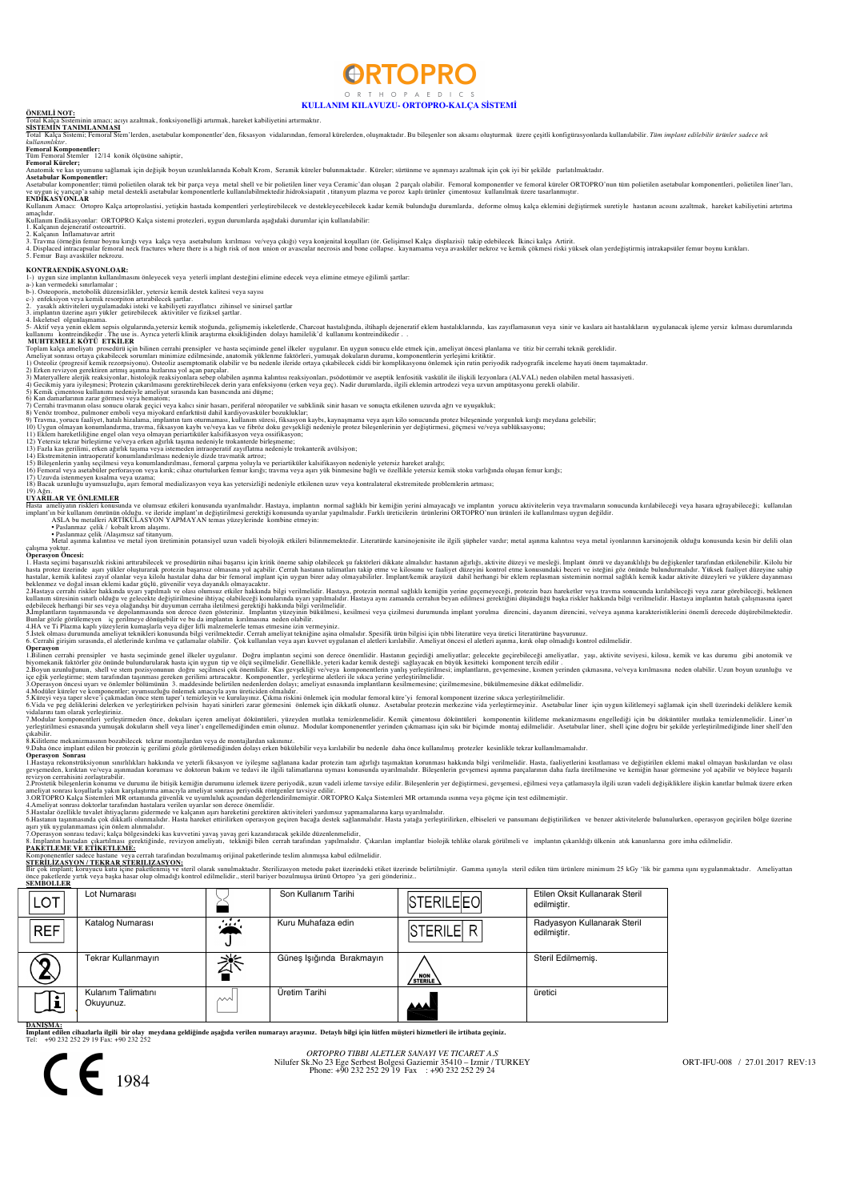# ORTOPRO

ORTHOPAEDICS

## KULLANIM KILAVUZU- ORTOPRO-KALÇA SİSTEMİ

**ÖNEMLİ NOT:**
Total Kalça Sisteminin amacı; acıyı azaltmak, fonksiyonelliği arttırmak, hareket kabiliyetini arttırmaktır.

**SİSTEMİN TANIMLANMASI**
Total Kalça Sistemi; Femoral Stem'lerden, asetabular komponentler'den, fiksasyon vidalarından, femoral kürelerden, oluşmaktadır. Bu bileşenler son aksamı oluşturmak üzere çeşitli konfigürasyonlarda kullanılabilir. *Tüm implant edilebilir ürünler sadece tek kullanımlıktır.*

**Femoral Komponentler:**
Tüm Femoral Stemler 12/14 konik ölçüsüne sahiptir,

**Femoral Küreler;**
Anatomik ve kas uyumunu sağlamak için değişik boyun uzunluklarında Kobalt Krom, Seramik küreler bulunmaktadır. Küreler; sürtünme ve aşınmayı azaltmak için çok iyi bir şekilde parlatılmaktadır.

**Asetabular Komponentler:**
Asetabular komponentler; tümü polietilen olarak tek bir parça veya metal shell ve bir polietilen liner veya Ceramic'dan oluşan 2 parçalı olabilir. Femoral komponentler ve femoral küreler ORTOPRO'nun tüm polietilen asetabular komponentleri, polietilen liner'ları, ve uygun iç yarıçap'a sahip metal destekli asetabular komponentlerle kullanılabilmektedir.hidroksiapatit , titanyum plazma ve poroz kaplı ürünler çimentosuz kullanılmak üzere tasarlanmıştır.

**ENDİKASYONLAR**
Kullanım Amacı: Ortopro Kalça artoprolastisi, yetişkin hastada komponentleri yerleştirebilecek ve destekleyecebilecek kadar kemik bulunduğu durumlarda, deforme olmuş kalça eklemini değiştirmek suretiyle hastanın acısını azaltmak, hareket kabiliyetini artırtma amaçlıdır.
Kullanım Endikasyonlar: ORTOPRO Kalça sistemi protezleri, uygun durumlarda aşağıdaki durumlar için kullanılabilir:
1. Kalçanın dejeneratif osteoartriti.
2. Kalçanın İnflamatuvar artrit
3. Travma (örneğin femur boynu kırığı veya kalça veya asetabulum kırılması ve/veya çıkığı) veya konjenital koşulları (ör. Gelişimsel Kalça displazisi) takip edebilecek İkinci kalça Artirit.
4. Displaced intracapsular femoral neck fractures where there is a high risk of non union or avascular necrosis and bone collapse. kaynamama veya avasküler nekroz ve kemik çökmesi riski yüksek olan yerdeğiştirmiş intrakapsüler femur boynu kırıkları.
5. Femur Başı avasküler nekrozu.

**KONTRAENDİKASYONLAR:**
1-) uygun size implantın kullanılmasını önleyecek veya yeterli implant desteğini elimine edecek veya elimine etmeye eğilimli şartlar:
a-) kan vermedeki sınırlamalar ;
b-). Osteoporis, metobolik düzensizlikler, yetersiz kemik destek kalitesi veya sayısı
c-) enfeksiyon veya kemik resorpiton artırabilecek şartlar.
2. yasaklı aktiviteleri uygulamadaki isteki ve kabiliyeti zayıflatıcı zihinsel ve sinirsel şartlar
3. implantın üzerine aşırı yükler getirebilecek aktiviteler ve fiziksel şartlar.
4. İskeletsel olgunlaşmama.
5- Aktif veya yenin eklem sepsis olgularında,yetersiz kemik stoğunda, gelişmemiş iskeletlerde, Charcoat hastalığında, iltihaplı dejeneratif eklem hastalıklarında, kas zayıflamasının veya sinir ve kaslara ait hastalıkların uygulanacak işleme yersiz kılması durumlarında kullanımı kontreindikedir . The use is. Ayrıca yeterli klinik araştırma eksikliğinden dolayı hamilelik'd kullanımı kontreindikedir . .

**MUHTEMELE KÖTÜ ETKİLER**
Toplam kalça ameliyatı prosedürü için bilinen cerrahi prensipler ve hasta seçiminde genel ilkeler uygulanır. En uygun sonucu elde etmek için, ameliyat öncesi planlama ve titiz bir cerrahi teknik gereklidir.
Ameliyat sonrası ortaya çıkabilecek sorunları minimize edilmesinde, anatomik yüklenme faktörleri, yumuşak dokuların durumu, komponentlerin yerleşimi kritiktir.
1) Osteoliz (progresif kemik rezorpsiyonu). Osteoliz asemptomatik olabilir ve bu nedenle ileride ortaya çıkabilecek ciddi bir komplikasyonu önlemek için rutin periyodik radyografik inceleme hayati önem taşımaktadır.
2) Erken revizyon gerektiren artmış aşınma hızlarına yol açan parçalar.
3) Materyallere alerjik reaksiyonlar, histolojik reaksiyonlara sebep olabilen aşınma kalıntısı reaksiyonları, psödotümör ve aseptik lenfositik vaskülit ile ilişkili lezyonlara (ALVAL) neden olabilen metal hassasiyeti.
4) Gecikmiş yara iyileşmesi; Protezin çıkarılmasını gerektirebilecek derin yara enfeksiyonu (erken veya geç). Nadir durumlarda, ilgili eklemin artrodezi veya uzuv amputasyonu gerekli olabilir.
5) Kemik çimentosu kullanımı nedeniyle ameliyat sırasında kan basıncında ani düşme;
6) Kan damarlarının zarar görmesi veya hematom;
7) Cerrahi travmanın olası sonucu olarak geçici veya kalıcı sinir hasarı, periferal nöropatiler ve subklinik sinir hasarı ve sonuçta etkilenen uzuvda ağrı ve uyuşukluk;
8) Venöz tromboz, pulmoner emboli veya miyokard enfarktüsü dahil kardiyovasküler bozukluklar;
9) Travma, yorucu faaliyet, hatalı hizalama, implantın tam oturmaması, kullanım süresi, fiksasyon kaybı, kaynamama veya aşırı kilo sonucunda protez bileşeninde yorgunluk kırığı meydana gelebilir;
10) Uygun olmayan konumlandırma, travma, fiksasyon kaybı ve/veya kas ve fibröz doku gevşekliği nedeniyle protez bileşenlerinin yer değiştirmesi, göçmesi ve/veya subluksasyonu;
11) Eklem hareketliliğine engel olan veya olmayan periartiküler kalsifikasyon veya ossifikasyon;
12) Yetersiz tekrar birleştirme ve/veya erken ağırlık taşıma nedeniyle trokanterde birleşmeme;
13) Fazla kas gerilimi, erken ağırlık taşıma veya istemeden intraoperatif zayıflatma nedeniyle trokanterik avülsiyon;
14) Ekstremitenin intraoperatif konumlandırılması nedeniyle dizde travmatik artroz;
15) Bileşenlerin yanlış seçilmesi veya konumlandırılması, femoral çarpma yoluyla ve periartiküler kalsifikasyon nedeniyle yetersiz hareket aralığı;
16) Femoral veya asetabüler perforasyon veya kırık; cihaz oturtulurken femur kırığı; travma veya aşırı yük binmesine bağlı ve özellikle yetersiz kemik stoku varlığında oluşan femur kırığı;
17) Uzuvda istenmeyen kısalma veya uzama;
18) Bacak uzunluğu uyumsuzluğu, aşırı femoral medializasyon veya kas yetersizliği nedeniyle etkilenen uzuv veya kontralateral ekstremitede problemlerin artması;
19) Ağrı.

**UYARILAR VE ÖNLEMLER**
Hasta ameliyatın riskleri konusunda ve olumsuz etkileri konusunda uyarılmalıdır. Hastaya, implantın normal sağlıklı bir kemiğin yerini almayacağı ve implantın yorucu aktivitelerin veya travmaların sonucunda kırılabileceği veya hasara uğrayabileceği; kullanılan implant'ın bir kullanım ömrünün olduğu. ve ileride implant'ın değiştirilmesi gerektiği konusunda uyarılar yapılmalıdır. Farklı üreticilerin ürünlerini ORTOPRO'nun ürünleri ile kullanılması uygun değildir.
ASLA bu metalleri ARTİKÜLASYON YAPMAYAN temas yüzeylerinde kombine etmeyin:
• Paslanmaz çelik / kobalt krom alaşımı.
• Paslanmaz çelik /Alaşımsız saf titanyum.
Metal aşınma kalıntısı ve metal iyon üretiminin potansiyel uzun vadeli biyolojik etkileri bilinmemektedir. Literatürde karsinojenisite ile ilgili şüpheler vardır; metal aşınma kalıntısı veya metal iyonlarının karsinojenik olduğu konusunda kesin bir delili olan çalışma yoktur.

**Operasyon Öncesi:**
1. Hasta seçimi başarısızlık riskini arttırabilecek ve prosedürün nihai başarısı için kritik öneme sahip olabilecek şu faktörleri dikkate almalıdır: hastanın ağırlığı, aktivite düzeyi ve mesleği. İmplant ömrü ve dayanıklılığı bu değişkenler tarafından etkilenebilir. Kilolu bir hasta protez üzerinde aşırı yükler oluşturarak protezin başarısız olmasına yol açabilir. Cerrah hastanın talimatları takip etme ve kilosunu ve faaliyet düzeyini kontrol etme konusundaki beceri ve isteğini göz önünde bulundurmalıdır. Yüksek faaliyet düzeyine sahip hastalar, kemik kalitesi zayıf olanlar veya kilolu hastalar daha dar bir femoral implant için uygun birer aday olmayabilirler. İmplant/kemik arayüzü dahil herhangi bir eklem replasman sisteminin normal sağlıklı kemik kadar aktivite düzeyleri ve yüklere dayanması beklenmez ve doğal insan eklemi kadar güçlü, güvenilir veya dayanıklı olmayacaktır.
2.Hastaya cerrahi riskler hakkında uyarı yapılmalı ve olası olumsuz etkiler hakkında bilgi verilmelidir. Hastaya, protezin normal sağlıklı kemiğin yerine geçemeyeceği, protezin bazı hareketler veya travma sonucunda kırılabileceği veya zarar görebileceği, beklenen kullanım süresinin sınırlı olduğu ve gelecekte değiştirilmesine ihtiyaç olabileceği konularında uyarı yapılmalıdır. Hastaya aynı zamanda cerrahın beyan edilmesi gerektiğini düşündüğü başka riskler hakkında bilgi verilmelidir. Hastaya implantın hatalı çalışmasına işaret edebilecek herhangi bir ses veya olağandışı bir duyumun cerraha iletilmesi gerektiği hakkında bilgi verilmelidir.
**3.**İmplantların taşınmasında ve depolanmasında son derece özen gösteriniz. İmplantın yüzeyinin bükülmesi, kesilmesi veya çizilmesi durumunda implant yorulma direncini, dayanım direncini, ve/veya aşınma karakteristiklerini önemli derecede düşürebilmektedir. Bunlar gözle görülemeyen iç gerilmeye dönüşebilir ve bu da implantın kırılmasına neden olabilir.
4.HA ve Ti Plazma kaplı yüzeylerin kumaşlarla veya diğer lifli malzemelerle temas etmesine izin vermeyiniz.
5.İstek olması durumunda ameliyat teknikleri konusunda bilgi verilmektedir. Cerrah ameliyat tekniğine aşina olmalıdır. Spesifik ürün bilgisi için tıbbi literatüre veya üretici literatürüne başvurunuz.
6. Cerrahi girişim sırasında, el aletlerinde kırılma ve çatlamalar olabilir. Çok kullanılan veya aşırı kuvvet uygulanan el aletleri kırılabilir. Ameliyat öncesi el aletleri aşınma, kırık olup olmadığı kontrol edilmelidir.

**Operasyon**
1.Bilinen cerrahi prensipler ve hasta seçiminde genel ilkeler uygulanır. Doğru implantın seçimi son derece önemlidir. Hastanın geçirdiği ameliyatlar; gelecekte geçirebileceği ameliyatlar, yaşı, aktivite seviyesi, kilosu, kemik ve kas durumu gibi anotomik ve biyomekanik faktörler göz önünde bulundurularak hasta için uygun tip ve ölçü seçilmelidir. Genellikle, yeteri kadar kemik desteği sağlayacak en büyük kesitteki komponent tercih edilir .
2.Boyun uzunluğunun, shell ve stem pozisyonunun doğru seçilmesi çok önemlidir. Kas gevşekliği ve/veya komponentlerin yanlış yerleştirilmesi; implantların, gevşemesine, kısmen yerinden çıkmasına, ve/veya kırılmasına neden olabilir. Uzun boyun uzunluğu ve içe eğik yerleştirme; stem tarafından taşınması gereken gerilimi artıracaktır. Komponentler, yerleştirme aletleri ile sıkıca yerine yerleştirilmelidir.
3.Operasyon öncesi uyarı ve önlemler bölümünün 3. maddesinde belirtilen nedenlerden dolayı; ameliyat esnasında implantların kesilmemesine; çizilmemesine, bükülmemesine dikkat edilmelidir.
4.Modüler küreler ve komponentler; uyumsuzluğu önlemek amacıyla aynı üreticiden olmalıdır.
5.Küreyi veya taper sleeve'i çakmadan önce stem taper'ı temizleyin ve kurulayınız. Çıkma riskini önlemek için modular femoral küre'yi femoral komponent üzerine sıkıca yerleştirilmelidir.
6.Vida ve peg deliklerini delerken ve yerleştirirken pelvisin hayati sinirleri zarar görmesini önlemek için dikkatli olunuz. Asetabular protezin merkezine vida yerleştirmeyiniz. Asetabular liner için uygun kilitlemeyi sağlamak için shell üzerindeki deliklere kemik vidalarını tam olarak yerleştiriniz.
7.Modular komponentleri yerleştirmeden önce, dokuları içeren ameliyat dökündüleri, yüzeyden mutlaka temizlenmelidir. Kemik çimentosu döküntüleri komponentin kilitleme mekanizmasını engellediği için bu döküntüler mutlaka temizlenmelidir. Liner'ın yerleştirilmesi esnasında yumuşak dokuların shell veya liner'ı engellemediğinden emin olunuz. Modular komponentler yerinden çıkmaması için sıkı bir biçimde montaj edilmelidir. Asetabular liner, shell içine doğru bir şekilde yerleştirilmediğinde liner shell'den çıkabilir.
8.Kilitleme mekanizmasının bozabilecek tekrar montajlardan veya de montajlardan sakınınız.
9.Daha önce implant edilen bir protezin iç gerilimi gözle görülemediğinden dolayı eken bükülebilir veya kırılabilir bu nedenle daha önce kullanılmış protezler kesinlikle tekrar kullanılmamalıdır.

**Operasyon Sonrası**
1.Hastaya rekonstrüksiyonun sınırlılıkları hakkında ve yeterli fiksasyon ve iyileşme sağlanana kadar protezin tam ağırlığı taşımaktan korunması hakkında bilgi verilmelidir. Hasta, faaliyetlerini kısıtlaması ve değiştirilen eklemi makul olmayan baskılardan ve olası gevşemeden, kırıktan ve/veya aşınmadan koruması ve doktorun bakım ve tedavi ile ilgili talimatlarına uyması konusunda uyarılmalıdır. Bileşenlerin gevşemesi aşınma parçalarının daha fazla üretilmesine ve kemiğin hasar görmesine yol açabilir ve böylece başarılı revizyon cerrahisini zorlaştırabilir.
2.Prostetik bileşenlerin konumu ve durumu ile bitişik kemiğin durumunu izlemek üzere periyodik, uzun vadeli izleme tavsiye edilir. Bileşenlerin yer değiştirmesi, gevşemesi, eğilmesi veya çatlamasıyla ilgili uzun vadeli değişikliklere ilişkin kanıtlar bulmak üzere erken ameliyat sonrası koşullarla yakın karşılaştırma amacıyla ameliyat sonrası periyodik röntgenler tavsiye edilir.
3.ORTOPRO Kalça Sistemleri MR ortamında güvenlik ve uyumluluk açısından değerlendirilmemiştir. ORTOPRO Kalça Sistemleri MR ortamında ısınma veya göçme için test edilmemiştir.
4.Ameliyat sonrası doktorlar tarafından hastalara verilen uyarılar son derece önemlidir.
5.Hastalar özellikle tuvalet ihtiyaçlarını gidermede ve kalçanın aşırı hareketini gerektiren aktiviteleri yardımsız yapmamalarına karşı uyarılmalıdır.
6.Hastanın taşınmasında çok dikkatli olunmalıdır. Hasta hareket ettirilirken operasyon geçiren bacağa destek sağlanmalıdır. Hasta yatağa yerleştirilirken, elbiseleri ve pansumanı değiştirilirken ve benzer aktivitelerde bulunulurken, operasyon geçirilen bölge üzerine aşırı yük uygulanmaması için önlem alınmalıdır.
7.Operasyon sonrası tedavi; kalça bölgesindeki kas kuvvetini yavaş yavaş geri kazandıracak şekilde düzenlenmelidir,
8. İmplantın hastadan çıkartılması gerektiğinde, revizyon ameliyatı, tekniği bilen cerrah tarafından yapılmalıdır. Çıkarılan implantlar biolojik tehlike olarak görülmeli ve implantın çıkarıldığı ülkenin atık kanunlarına gore imha edilmelidir.

**PAKETLEME VE ETİKETLEME:**
Komponentler sadece hastane veya cerrah tarafından bozulmamış orijinal paketlerinde teslim alınmışsa kabul edilmelidir.

**STERİLİZASYON / TEKRAR STERİLİZASYON:**
Bir çok implant; koruyucu kutu içine paketlenmiş ve steril olarak sunulmaktadır. Sterilizasyon metodu paket üzerindeki etiket üzerinde belirtilmiştir. Gamma ışınıyla steril edilen tüm ürünlere minimum 25 kGy 'lik bir gamma ışını uygulanmaktadır. Ameliyattan önce paketlerde yırtık veya başka hasar olup olmadığı kontrol edilmelidir., steril bariyer bozulmuşsa ürünü Ortopro 'ya geri gönderiniz..

**SEMBOLLER**

| | | | | | |
|---|---|---|---|---|---|
| LOT | Lot Numarası | | Son Kullanım Tarihi | STERILE EO | Etilen Oksit Kullanarak Steril edilmiştir. |
| REF | Katalog Numarası | | Kuru Muhafaza edin | STERILE R | Radyasyon Kullanarak Steril edilmiştir. |
| | Tekrar Kullanmayın | | Güneş Işığında Bırakmayın | NON STERILE | Steril Edilmemiş. |
| | Kullanım Talimatını Okuyunuz. | | Üretim Tarihi | | üretici |

**DANIŞMA:**
**İmplant edilen cihazlarla ilgili bir olay meydana geldiğinde aşağıda verilen numarayı arayınız. Detaylı bilgi için lütfen müşteri hizmetleri ile irtibata geçiniz.**
Tel: +90 232 252 29 19 Fax: +90 232 252

CE 1984

*ORTOPRO TIBBI ALETLER SANAYI VE TICARET A.S*
Nilufer Sk.No 23 Ege Serbest Bolgesi Gaziemir 35410 – Izmir / TURKEY
Phone: +90 232 252 29 19 Fax : +90 232 252 29 24

ORT-IFU-008 / 27.01.2017 REV:13